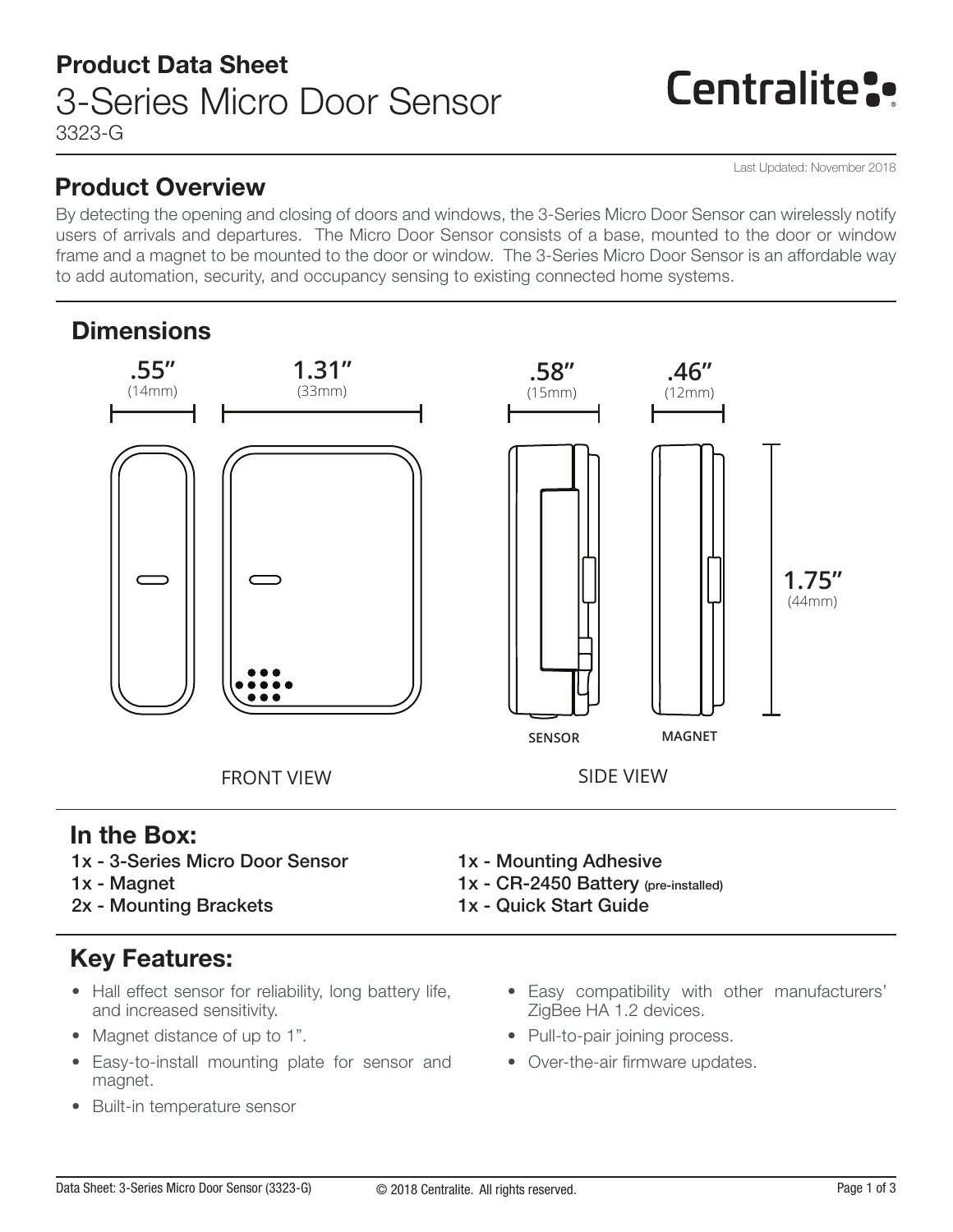# Product Data Sheet
## 3-Series Micro Door Sensor
3323-G

Centralite

Last Updated: November 2018

## Product Overview

By detecting the opening and closing of doors and windows, the 3-Series Micro Door Sensor can wirelessly notify users of arrivals and departures. The Micro Door Sensor consists of a base, mounted to the door or window frame and a magnet to be mounted to the door or window. The 3-Series Micro Door Sensor is an affordable way to add automation, security, and occupancy sensing to existing connected home systems.

## Dimensions

.55" (14mm) 1.31" (33mm) .58" (15mm) .46" (12mm) 1.75" (44mm)

SENSOR MAGNET

FRONT VIEW SIDE VIEW

## In the Box:

1x - 3-Series Micro Door Sensor
1x - Magnet
2x - Mounting Brackets
1x - Mounting Adhesive
1x - CR-2450 Battery (pre-installed)
1x - Quick Start Guide

## Key Features:

- Hall effect sensor for reliability, long battery life, and increased sensitivity.
- Magnet distance of up to 1".
- Easy-to-install mounting plate for sensor and magnet.
- Built-in temperature sensor
- Easy compatibility with other manufacturers' ZigBee HA 1.2 devices.
- Pull-to-pair joining process.
- Over-the-air firmware updates.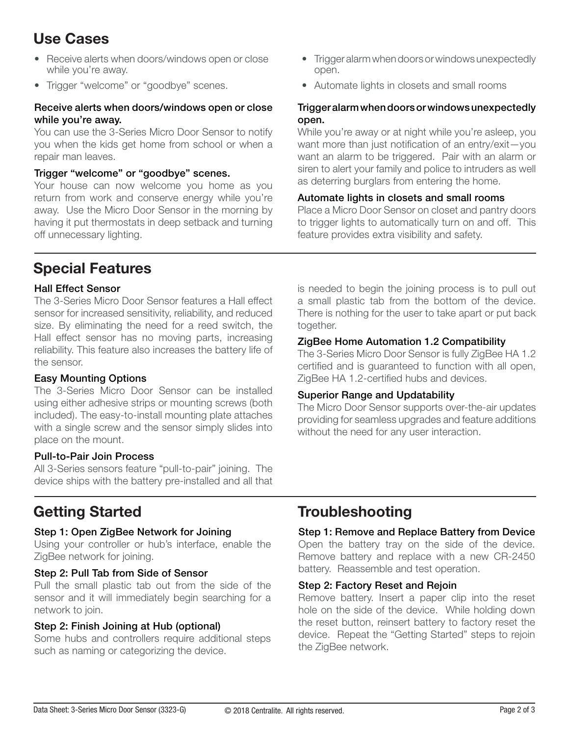## Use Cases

- Receive alerts when doors/windows open or close while you're away.
- Trigger "welcome" or "goodbye" scenes.
- Trigger alarm when doors or windows unexpectedly open.
- Automate lights in closets and small rooms

### Receive alerts when doors/windows open or close while you're away.

You can use the 3-Series Micro Door Sensor to notify you when the kids get home from school or when a repair man leaves.

### Trigger "welcome" or "goodbye" scenes.

Your house can now welcome you home as you return from work and conserve energy while you're away. Use the Micro Door Sensor in the morning by having it put thermostats in deep setback and turning off unnecessary lighting.

### Trigger alarm when doors or windows unexpectedly open.

While you're away or at night while you're asleep, you want more than just notification of an entry/exit—you want an alarm to be triggered. Pair with an alarm or siren to alert your family and police to intruders as well as deterring burglars from entering the home.

### Automate lights in closets and small rooms

Place a Micro Door Sensor on closet and pantry doors to trigger lights to automatically turn on and off. This feature provides extra visibility and safety.

## Special Features

### Hall Effect Sensor

The 3-Series Micro Door Sensor features a Hall effect sensor for increased sensitivity, reliability, and reduced size. By eliminating the need for a reed switch, the Hall effect sensor has no moving parts, increasing reliability. This feature also increases the battery life of the sensor.

### Easy Mounting Options

The 3-Series Micro Door Sensor can be installed using either adhesive strips or mounting screws (both included). The easy-to-install mounting plate attaches with a single screw and the sensor simply slides into place on the mount.

### Pull-to-Pair Join Process

All 3-Series sensors feature "pull-to-pair" joining. The device ships with the battery pre-installed and all that is needed to begin the joining process is to pull out a small plastic tab from the bottom of the device. There is nothing for the user to take apart or put back together.

### ZigBee Home Automation 1.2 Compatibility

The 3-Series Micro Door Sensor is fully ZigBee HA 1.2 certified and is guaranteed to function with all open, ZigBee HA 1.2-certified hubs and devices.

### Superior Range and Updatability

The Micro Door Sensor supports over-the-air updates providing for seamless upgrades and feature additions without the need for any user interaction.

## Getting Started

### Step 1: Open ZigBee Network for Joining

Using your controller or hub's interface, enable the ZigBee network for joining.

### Step 2: Pull Tab from Side of Sensor

Pull the small plastic tab out from the side of the sensor and it will immediately begin searching for a network to join.

### Step 2: Finish Joining at Hub (optional)

Some hubs and controllers require additional steps such as naming or categorizing the device.

## Troubleshooting

### Step 1: Remove and Replace Battery from Device

Open the battery tray on the side of the device. Remove battery and replace with a new CR-2450 battery. Reassemble and test operation.

### Step 2: Factory Reset and Rejoin

Remove battery. Insert a paper clip into the reset hole on the side of the device. While holding down the reset button, reinsert battery to factory reset the device. Repeat the "Getting Started" steps to rejoin the ZigBee network.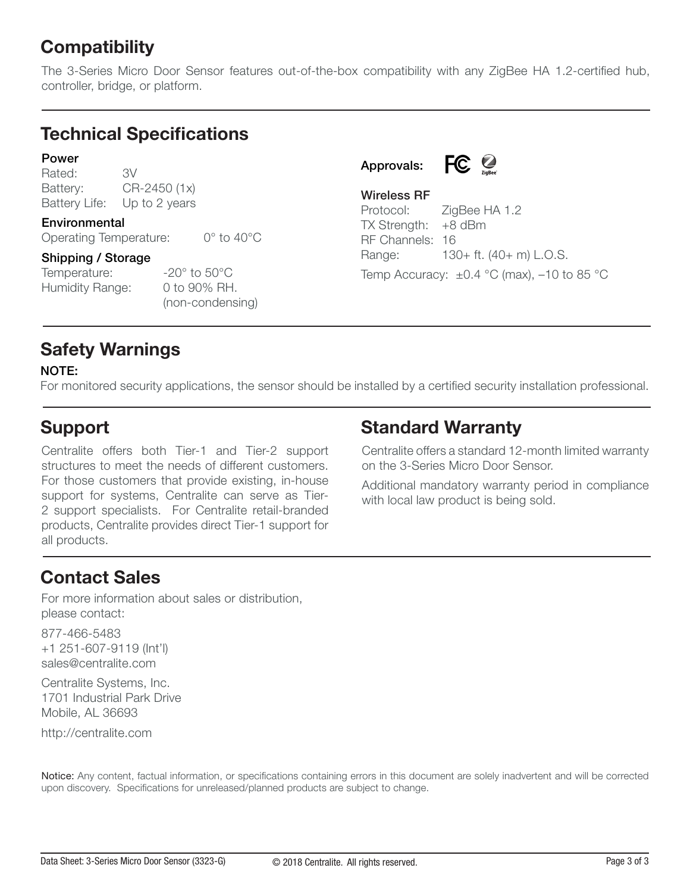## Compatibility

The 3-Series Micro Door Sensor features out-of-the-box compatibility with any ZigBee HA 1.2-certified hub, controller, bridge, or platform.

## Technical Specifications

**Power**

Rated: 3V
Battery: CR-2450 (1x)
Battery Life: Up to 2 years

**Environmental**

Operating Temperature: 0° to 40°C

**Shipping / Storage**

Temperature: -20° to 50°C
Humidity Range: 0 to 90% RH. (non-condensing)

**Approvals:**

**Wireless RF**

Protocol: ZigBee HA 1.2
TX Strength: +8 dBm
RF Channels: 16
Range: 130+ ft. (40+ m) L.O.S.

Temp Accuracy: ±0.4 °C (max), –10 to 85 °C

## Safety Warnings

**NOTE:**

For monitored security applications, the sensor should be installed by a certified security installation professional.

## Support

Centralite offers both Tier-1 and Tier-2 support structures to meet the needs of different customers. For those customers that provide existing, in-house support for systems, Centralite can serve as Tier-2 support specialists. For Centralite retail-branded products, Centralite provides direct Tier-1 support for all products.

## Standard Warranty

Centralite offers a standard 12-month limited warranty on the 3-Series Micro Door Sensor.

Additional mandatory warranty period in compliance with local law product is being sold.

## Contact Sales

For more information about sales or distribution, please contact:

877-466-5483
+1 251-607-9119 (Int'l)
sales@centralite.com

Centralite Systems, Inc.
1701 Industrial Park Drive
Mobile, AL 36693

http://centralite.com

**Notice:** Any content, factual information, or specifications containing errors in this document are solely inadvertent and will be corrected upon discovery. Specifications for unreleased/planned products are subject to change.